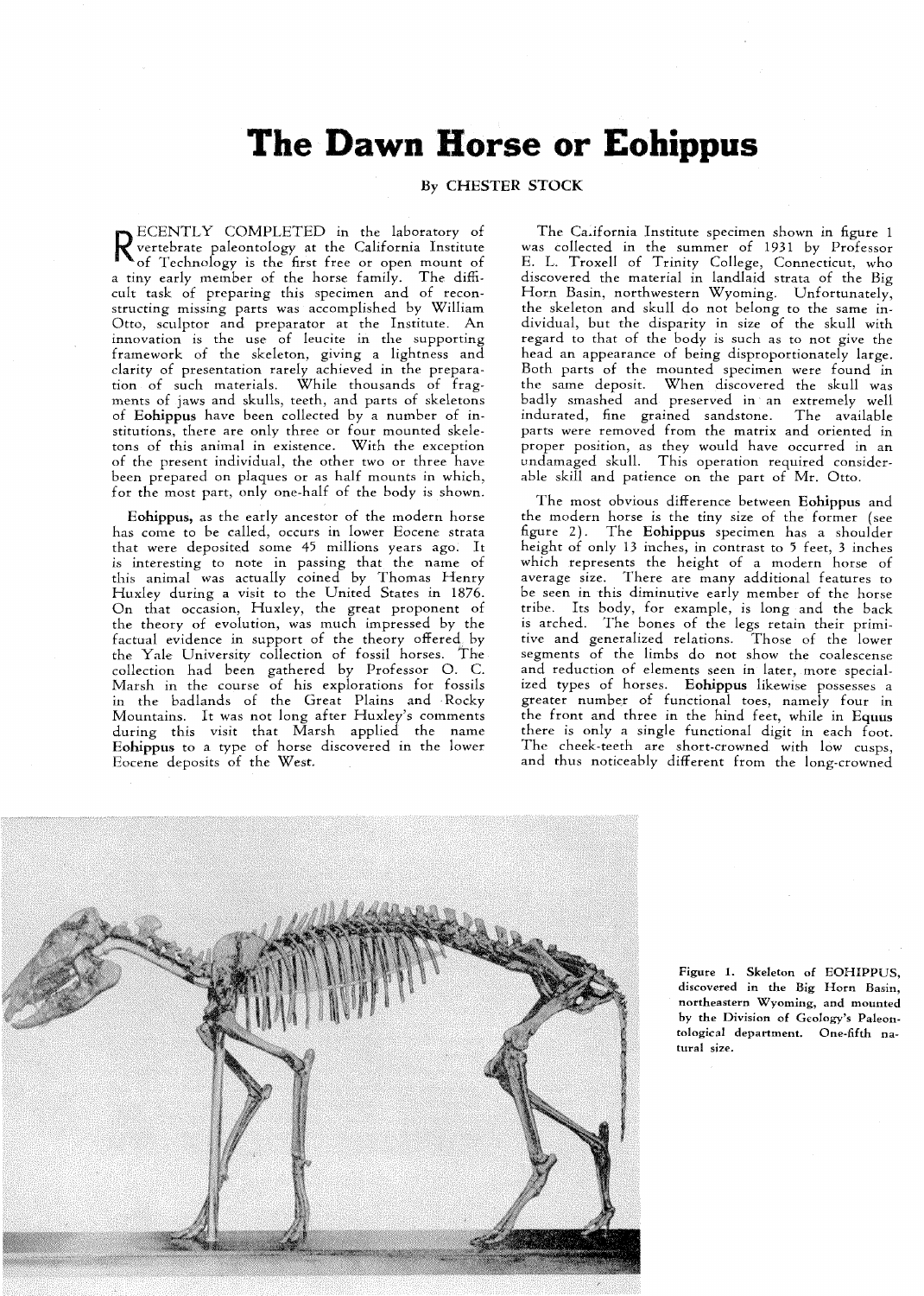# The Dawn Horse or Eohippus

By CHESTER STOCK

RECENTLY COMPLETED in the laboratory of vertebrate paleontology at the California Institute of Technology is the first free or open mount of a tiny early member of the horse family. The difficult task of preparing this specimen and of reconstructing missing parts was accomplished by William Otto, sculptor and preparator at the Institute. An innovation is the use of leucite in the supporting framework of the skeleton, giving a lightness and clarity of presentation rarely achieved in the preparation of such materials. While thousands of fragments of jaws and skulls, teeth, and parts of skeletons of **Eohippus** have been collected by a number of institutions, there are only three or four mounted skeletons of this animal in existence. With the exception of the present individual, the other two or three have been prepared on plaques or as half mounts in which, for the most part, only one-half of the body is shown.

**Eohippus,** as the early ancestor of the modern horse has come to be called, occurs in lower Eocene strata that were deposited some 45 millions years ago. It is interesting to note in passing that the name of this animal was actually coined by Thomas Henry Huxley during a visit to the United States in 1876. On that occasion, Huxley, the great proponent of the theory of evolution, was much impressed by the factual evidence in support of the theory offered by the Yale University collection of fossil horses. The collection had been gathered by Professor O. C. Marsh in the course of his explorations for fossils in the badlands of the Great Plains and Rocky Mountains. It was not long after Huxley's comments during this visit that Marsh applied the name **Eohippus** to a type of horse discovered in the lower Eocene deposits of the West.

The California Institute specimen shown in figure 1 was collected in the summer of 1931 by Professor E. L. Troxell of Trinity College, Connecticut, who discovered the material in landlaid strata of the Big Horn Basin, northwestern Wyoming. Unfortunately, the skeleton and skull do not belong to the same individual, but the disparity in size of the skull with regard to that of the body is such as to not give the head an appearance of being disproportionately large. Both parts of the mounted specimen were found in the same deposit. When discovered the skull was badly smashed and preserved in an extremely well indurated, fine grained sandstone. The available parts were removed from the matrix and oriented in proper position, as they would have occurred in an undamaged skull. This operation required considerable skill and patience on the part of Mr. Otto.

The most obvious difference between **Eohippus** and the modern horse is the tiny size of the former (see figure 2). The **Eohippus** specimen has a shoulder height of only 13 inches, in contrast to 5 feet, 3 inches which represents the height of a modern horse of average size. There are many additional features to be seen in this diminutive early member of the horse tribe. Its body, for example, is long and the back is arched. The bones of the legs retain their primitive and generalized relations. Those of the lower segments of the limbs do not show the coalescense and reduction of elements seen in later, more specialized types of horses. **Eohippus** likewise possesses a greater number of functional toes, namely four in the front and three in the hind feet, while in **Equus** there is only a single functional digit in each foot. The cheek-teeth are short-crowned with low cusps, and thus noticeably different from the long-crowned

Figure 1. Skeleton of EOHIPPUS, discovered in the Big Horn Basin, northeastern Wyoming, and mounted by the Division of Geology's Paleontological department. One-fifth natural size.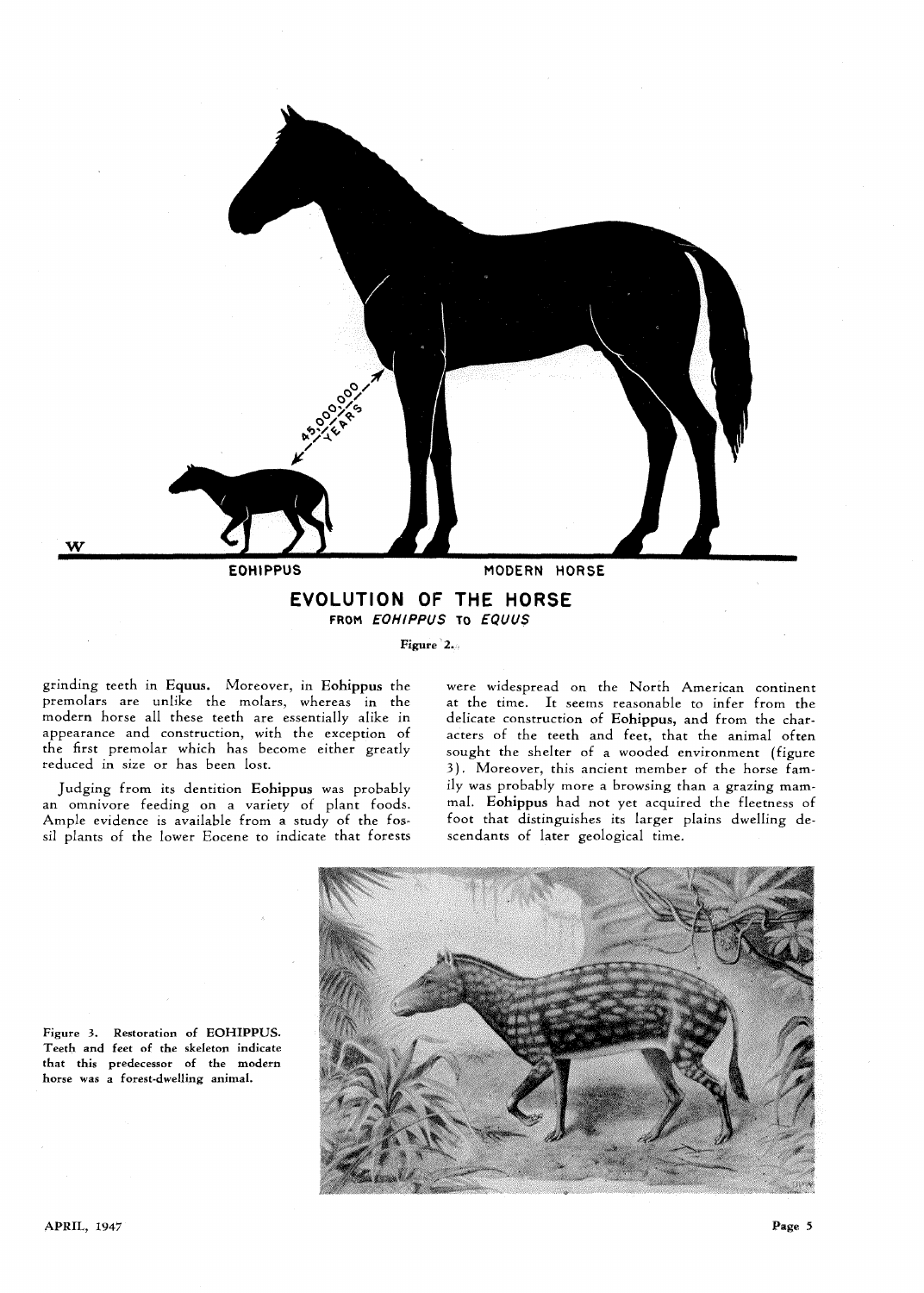45,000,000 YEARS

W

EOHIPPUS

MODERN HORSE

**EVOLUTION OF THE HORSE**
**FROM *EOHIPPUS* TO *EQUUS***

Figure 2.

grinding teeth in **Equus.** Moreover, in **Eohippus** the premolars are unlike the molars, whereas in the modern horse all these teeth are essentially alike in appearance and construction, with the exception of the first premolar which has become either greatly reduced in size or has been lost.

Judging from its dentition **Eohippus** was probably an omnivore feeding on a variety of plant foods. Ample evidence is available from a study of the fossil plants of the lower Eocene to indicate that forests were widespread on the North American continent at the time. It seems reasonable to infer from the delicate construction of **Eohippus,** and from the characters of the teeth and feet, that the animal often sought the shelter of a wooded environment (figure 3). Moreover, this ancient member of the horse family was probably more a browsing than a grazing mammal. **Eohippus** had not yet acquired the fleetness of foot that distinguishes its larger plains dwelling descendants of later geological time.

**Figure 3. Restoration of EOHIPPUS. Teeth and feet of the skeleton indicate that this predecessor of the modern horse was a forest-dwelling animal.**